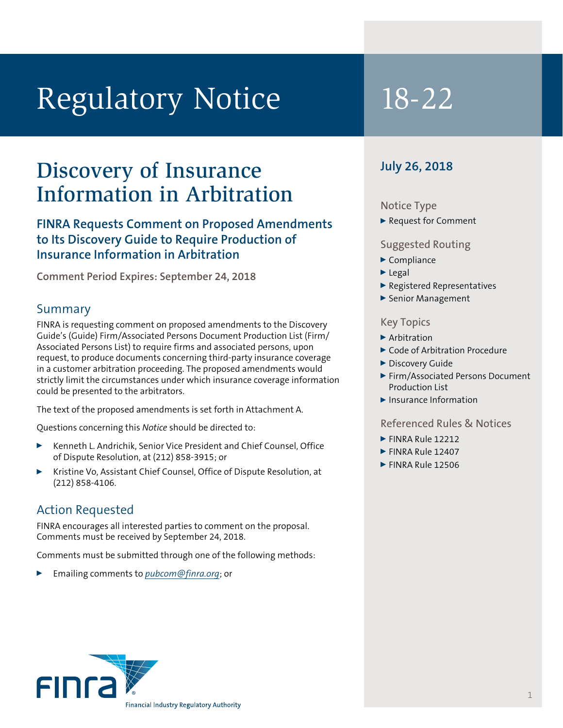# Regulatory Notice 18-22

## Discovery of Insurance Information in Arbitration

### FINRA Requests Comment on Proposed Amendments to Its Discovery Guide to Require Production of Insurance Information in Arbitration

**Comment Period Expires: September 24, 2018**

### Summary

FINRA is requesting comment on proposed amendments to the Discovery Guide's (Guide) Firm/Associated Persons Document Production List (Firm/Associated Persons List) to require firms and associated persons, upon request, to produce documents concerning third-party insurance coverage in a customer arbitration proceeding. The proposed amendments would strictly limit the circumstances under which insurance coverage information could be presented to the arbitrators.

The text of the proposed amendments is set forth in Attachment A.

Questions concerning this *Notice* should be directed to:

- Kenneth L. Andrichik, Senior Vice President and Chief Counsel, Office of Dispute Resolution, at (212) 858-3915; or
- Kristine Vo, Assistant Chief Counsel, Office of Dispute Resolution, at (212) 858-4106.

### Action Requested

FINRA encourages all interested parties to comment on the proposal. Comments must be received by September 24, 2018.

Comments must be submitted through one of the following methods:

- Emailing comments to *pubcom@finra.org*; or

**July 26, 2018**

#### Notice Type

- Request for Comment

#### Suggested Routing

- Compliance
- Legal
- Registered Representatives
- Senior Management

#### Key Topics

- Arbitration
- Code of Arbitration Procedure
- Discovery Guide
- Firm/Associated Persons Document Production List
- Insurance Information

#### Referenced Rules & Notices

- FINRA Rule 12212
- FINRA Rule 12407
- FINRA Rule 12506

FINRA
Financial Industry Regulatory Authority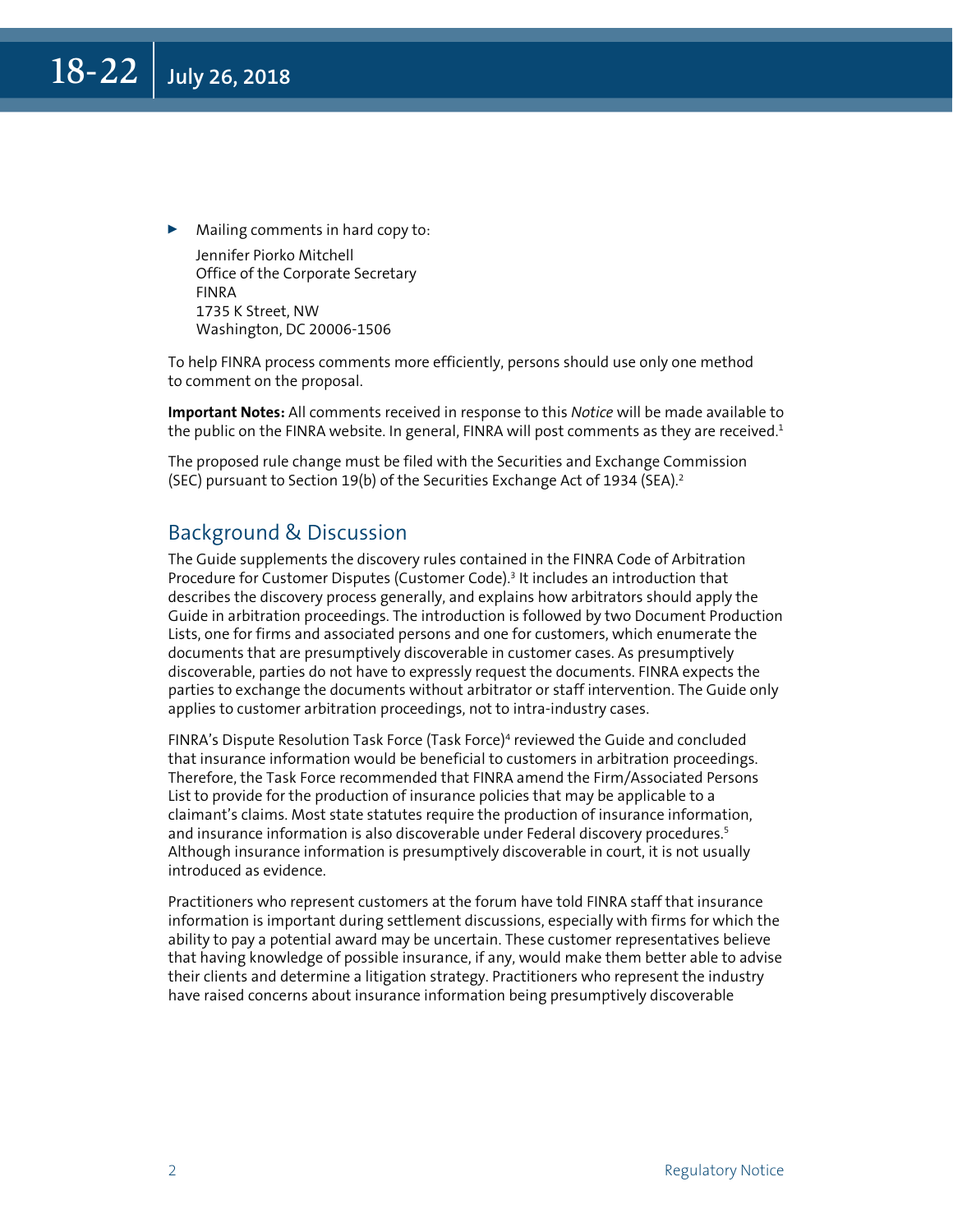- Mailing comments in hard copy to:

  Jennifer Piorko Mitchell
  Office of the Corporate Secretary
  FINRA
  1735 K Street, NW
  Washington, DC 20006-1506

To help FINRA process comments more efficiently, persons should use only one method to comment on the proposal.

**Important Notes:** All comments received in response to this *Notice* will be made available to the public on the FINRA website. In general, FINRA will post comments as they are received.[1]

The proposed rule change must be filed with the Securities and Exchange Commission (SEC) pursuant to Section 19(b) of the Securities Exchange Act of 1934 (SEA).[2]

## Background & Discussion

The Guide supplements the discovery rules contained in the FINRA Code of Arbitration Procedure for Customer Disputes (Customer Code).[3] It includes an introduction that describes the discovery process generally, and explains how arbitrators should apply the Guide in arbitration proceedings. The introduction is followed by two Document Production Lists, one for firms and associated persons and one for customers, which enumerate the documents that are presumptively discoverable in customer cases. As presumptively discoverable, parties do not have to expressly request the documents. FINRA expects the parties to exchange the documents without arbitrator or staff intervention. The Guide only applies to customer arbitration proceedings, not to intra-industry cases.

FINRA's Dispute Resolution Task Force (Task Force)[4] reviewed the Guide and concluded that insurance information would be beneficial to customers in arbitration proceedings. Therefore, the Task Force recommended that FINRA amend the Firm/Associated Persons List to provide for the production of insurance policies that may be applicable to a claimant's claims. Most state statutes require the production of insurance information, and insurance information is also discoverable under Federal discovery procedures.[5] Although insurance information is presumptively discoverable in court, it is not usually introduced as evidence.

Practitioners who represent customers at the forum have told FINRA staff that insurance information is important during settlement discussions, especially with firms for which the ability to pay a potential award may be uncertain. These customer representatives believe that having knowledge of possible insurance, if any, would make them better able to advise their clients and determine a litigation strategy. Practitioners who represent the industry have raised concerns about insurance information being presumptively discoverable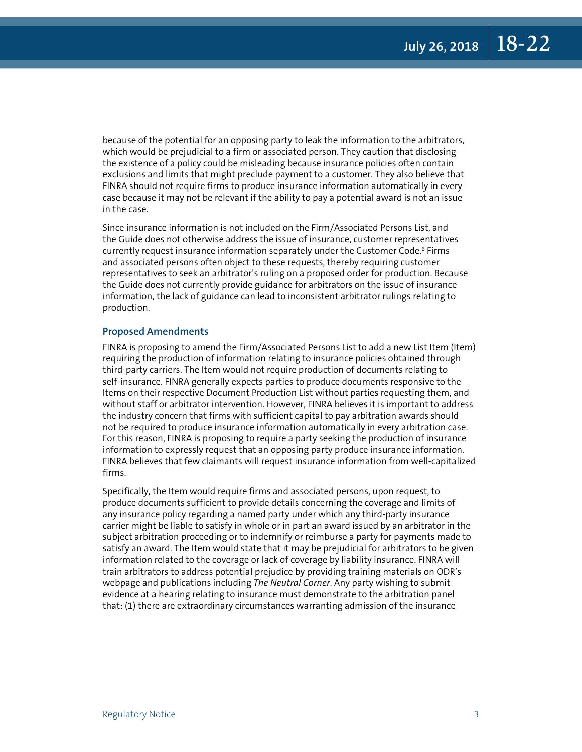because of the potential for an opposing party to leak the information to the arbitrators, which would be prejudicial to a firm or associated person. They caution that disclosing the existence of a policy could be misleading because insurance policies often contain exclusions and limits that might preclude payment to a customer. They also believe that FINRA should not require firms to produce insurance information automatically in every case because it may not be relevant if the ability to pay a potential award is not an issue in the case.

Since insurance information is not included on the Firm/Associated Persons List, and the Guide does not otherwise address the issue of insurance, customer representatives currently request insurance information separately under the Customer Code.[6] Firms and associated persons often object to these requests, thereby requiring customer representatives to seek an arbitrator's ruling on a proposed order for production. Because the Guide does not currently provide guidance for arbitrators on the issue of insurance information, the lack of guidance can lead to inconsistent arbitrator rulings relating to production.

### Proposed Amendments

FINRA is proposing to amend the Firm/Associated Persons List to add a new List Item (Item) requiring the production of information relating to insurance policies obtained through third-party carriers. The Item would not require production of documents relating to self-insurance. FINRA generally expects parties to produce documents responsive to the Items on their respective Document Production List without parties requesting them, and without staff or arbitrator intervention. However, FINRA believes it is important to address the industry concern that firms with sufficient capital to pay arbitration awards should not be required to produce insurance information automatically in every arbitration case. For this reason, FINRA is proposing to require a party seeking the production of insurance information to expressly request that an opposing party produce insurance information. FINRA believes that few claimants will request insurance information from well-capitalized firms.

Specifically, the Item would require firms and associated persons, upon request, to produce documents sufficient to provide details concerning the coverage and limits of any insurance policy regarding a named party under which any third-party insurance carrier might be liable to satisfy in whole or in part an award issued by an arbitrator in the subject arbitration proceeding or to indemnify or reimburse a party for payments made to satisfy an award. The Item would state that it may be prejudicial for arbitrators to be given information related to the coverage or lack of coverage by liability insurance. FINRA will train arbitrators to address potential prejudice by providing training materials on ODR's webpage and publications including *The Neutral Corner*. Any party wishing to submit evidence at a hearing relating to insurance must demonstrate to the arbitration panel that: (1) there are extraordinary circumstances warranting admission of the insurance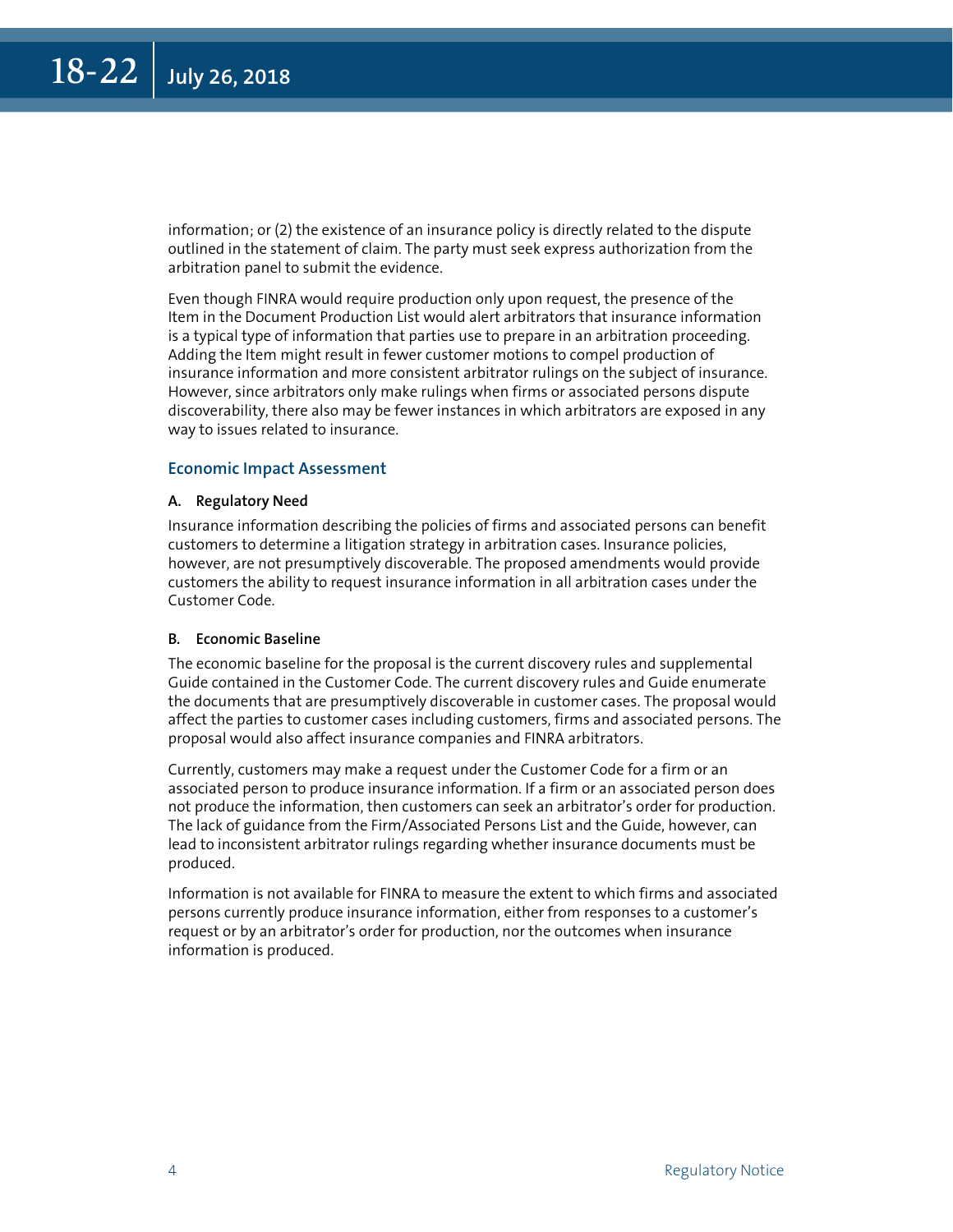information; or (2) the existence of an insurance policy is directly related to the dispute outlined in the statement of claim. The party must seek express authorization from the arbitration panel to submit the evidence.

Even though FINRA would require production only upon request, the presence of the Item in the Document Production List would alert arbitrators that insurance information is a typical type of information that parties use to prepare in an arbitration proceeding. Adding the Item might result in fewer customer motions to compel production of insurance information and more consistent arbitrator rulings on the subject of insurance. However, since arbitrators only make rulings when firms or associated persons dispute discoverability, there also may be fewer instances in which arbitrators are exposed in any way to issues related to insurance.

## Economic Impact Assessment

### A. Regulatory Need

Insurance information describing the policies of firms and associated persons can benefit customers to determine a litigation strategy in arbitration cases. Insurance policies, however, are not presumptively discoverable. The proposed amendments would provide customers the ability to request insurance information in all arbitration cases under the Customer Code.

### B. Economic Baseline

The economic baseline for the proposal is the current discovery rules and supplemental Guide contained in the Customer Code. The current discovery rules and Guide enumerate the documents that are presumptively discoverable in customer cases. The proposal would affect the parties to customer cases including customers, firms and associated persons. The proposal would also affect insurance companies and FINRA arbitrators.

Currently, customers may make a request under the Customer Code for a firm or an associated person to produce insurance information. If a firm or an associated person does not produce the information, then customers can seek an arbitrator's order for production. The lack of guidance from the Firm/Associated Persons List and the Guide, however, can lead to inconsistent arbitrator rulings regarding whether insurance documents must be produced.

Information is not available for FINRA to measure the extent to which firms and associated persons currently produce insurance information, either from responses to a customer's request or by an arbitrator's order for production, nor the outcomes when insurance information is produced.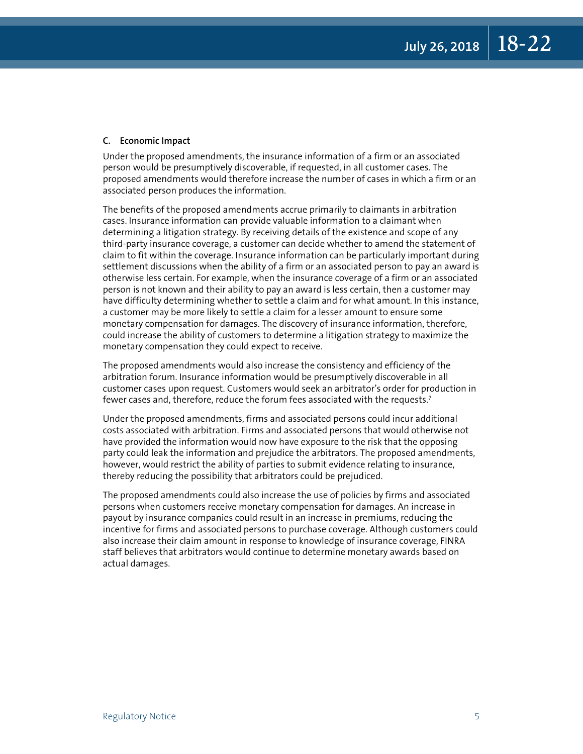### C. Economic Impact

Under the proposed amendments, the insurance information of a firm or an associated person would be presumptively discoverable, if requested, in all customer cases. The proposed amendments would therefore increase the number of cases in which a firm or an associated person produces the information.

The benefits of the proposed amendments accrue primarily to claimants in arbitration cases. Insurance information can provide valuable information to a claimant when determining a litigation strategy. By receiving details of the existence and scope of any third-party insurance coverage, a customer can decide whether to amend the statement of claim to fit within the coverage. Insurance information can be particularly important during settlement discussions when the ability of a firm or an associated person to pay an award is otherwise less certain. For example, when the insurance coverage of a firm or an associated person is not known and their ability to pay an award is less certain, then a customer may have difficulty determining whether to settle a claim and for what amount. In this instance, a customer may be more likely to settle a claim for a lesser amount to ensure some monetary compensation for damages. The discovery of insurance information, therefore, could increase the ability of customers to determine a litigation strategy to maximize the monetary compensation they could expect to receive.

The proposed amendments would also increase the consistency and efficiency of the arbitration forum. Insurance information would be presumptively discoverable in all customer cases upon request. Customers would seek an arbitrator's order for production in fewer cases and, therefore, reduce the forum fees associated with the requests.[7]

Under the proposed amendments, firms and associated persons could incur additional costs associated with arbitration. Firms and associated persons that would otherwise not have provided the information would now have exposure to the risk that the opposing party could leak the information and prejudice the arbitrators. The proposed amendments, however, would restrict the ability of parties to submit evidence relating to insurance, thereby reducing the possibility that arbitrators could be prejudiced.

The proposed amendments could also increase the use of policies by firms and associated persons when customers receive monetary compensation for damages. An increase in payout by insurance companies could result in an increase in premiums, reducing the incentive for firms and associated persons to purchase coverage. Although customers could also increase their claim amount in response to knowledge of insurance coverage, FINRA staff believes that arbitrators would continue to determine monetary awards based on actual damages.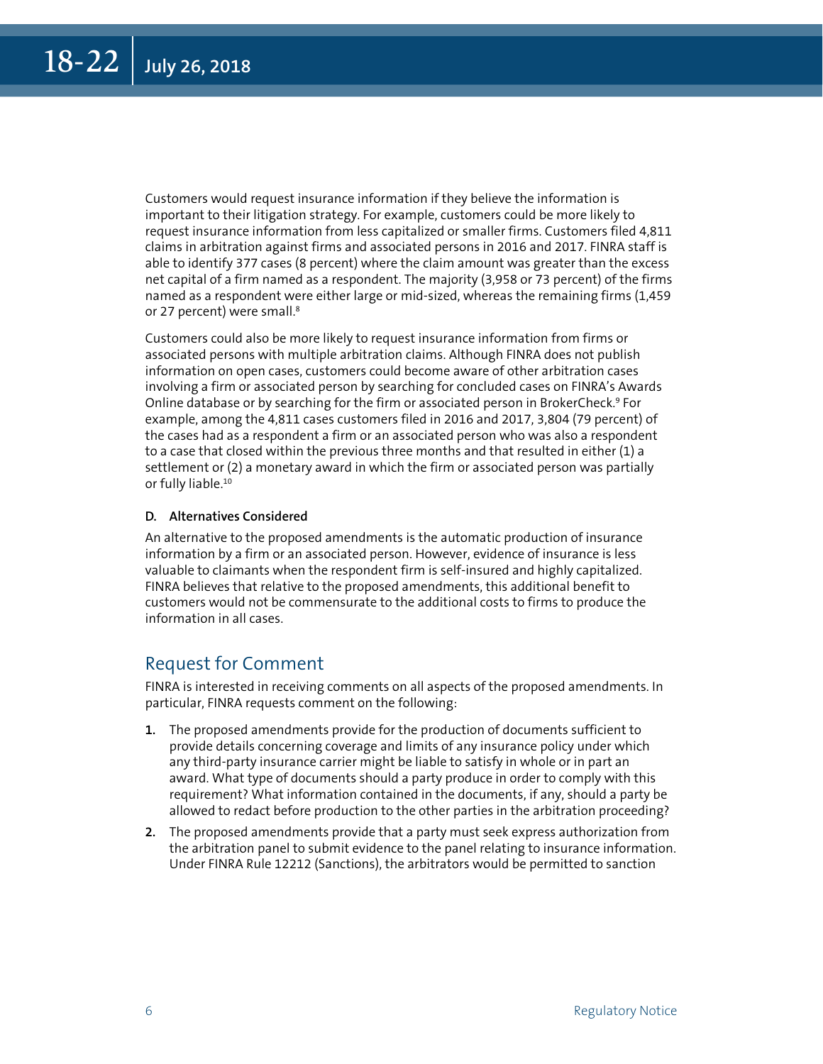Customers would request insurance information if they believe the information is important to their litigation strategy. For example, customers could be more likely to request insurance information from less capitalized or smaller firms. Customers filed 4,811 claims in arbitration against firms and associated persons in 2016 and 2017. FINRA staff is able to identify 377 cases (8 percent) where the claim amount was greater than the excess net capital of a firm named as a respondent. The majority (3,958 or 73 percent) of the firms named as a respondent were either large or mid-sized, whereas the remaining firms (1,459 or 27 percent) were small.[8]

Customers could also be more likely to request insurance information from firms or associated persons with multiple arbitration claims. Although FINRA does not publish information on open cases, customers could become aware of other arbitration cases involving a firm or associated person by searching for concluded cases on FINRA's Awards Online database or by searching for the firm or associated person in BrokerCheck.[9] For example, among the 4,811 cases customers filed in 2016 and 2017, 3,804 (79 percent) of the cases had as a respondent a firm or an associated person who was also a respondent to a case that closed within the previous three months and that resulted in either (1) a settlement or (2) a monetary award in which the firm or associated person was partially or fully liable.[10]

#### D. Alternatives Considered

An alternative to the proposed amendments is the automatic production of insurance information by a firm or an associated person. However, evidence of insurance is less valuable to claimants when the respondent firm is self-insured and highly capitalized. FINRA believes that relative to the proposed amendments, this additional benefit to customers would not be commensurate to the additional costs to firms to produce the information in all cases.

## Request for Comment

FINRA is interested in receiving comments on all aspects of the proposed amendments. In particular, FINRA requests comment on the following:

1. The proposed amendments provide for the production of documents sufficient to provide details concerning coverage and limits of any insurance policy under which any third-party insurance carrier might be liable to satisfy in whole or in part an award. What type of documents should a party produce in order to comply with this requirement? What information contained in the documents, if any, should a party be allowed to redact before production to the other parties in the arbitration proceeding?
2. The proposed amendments provide that a party must seek express authorization from the arbitration panel to submit evidence to the panel relating to insurance information. Under FINRA Rule 12212 (Sanctions), the arbitrators would be permitted to sanction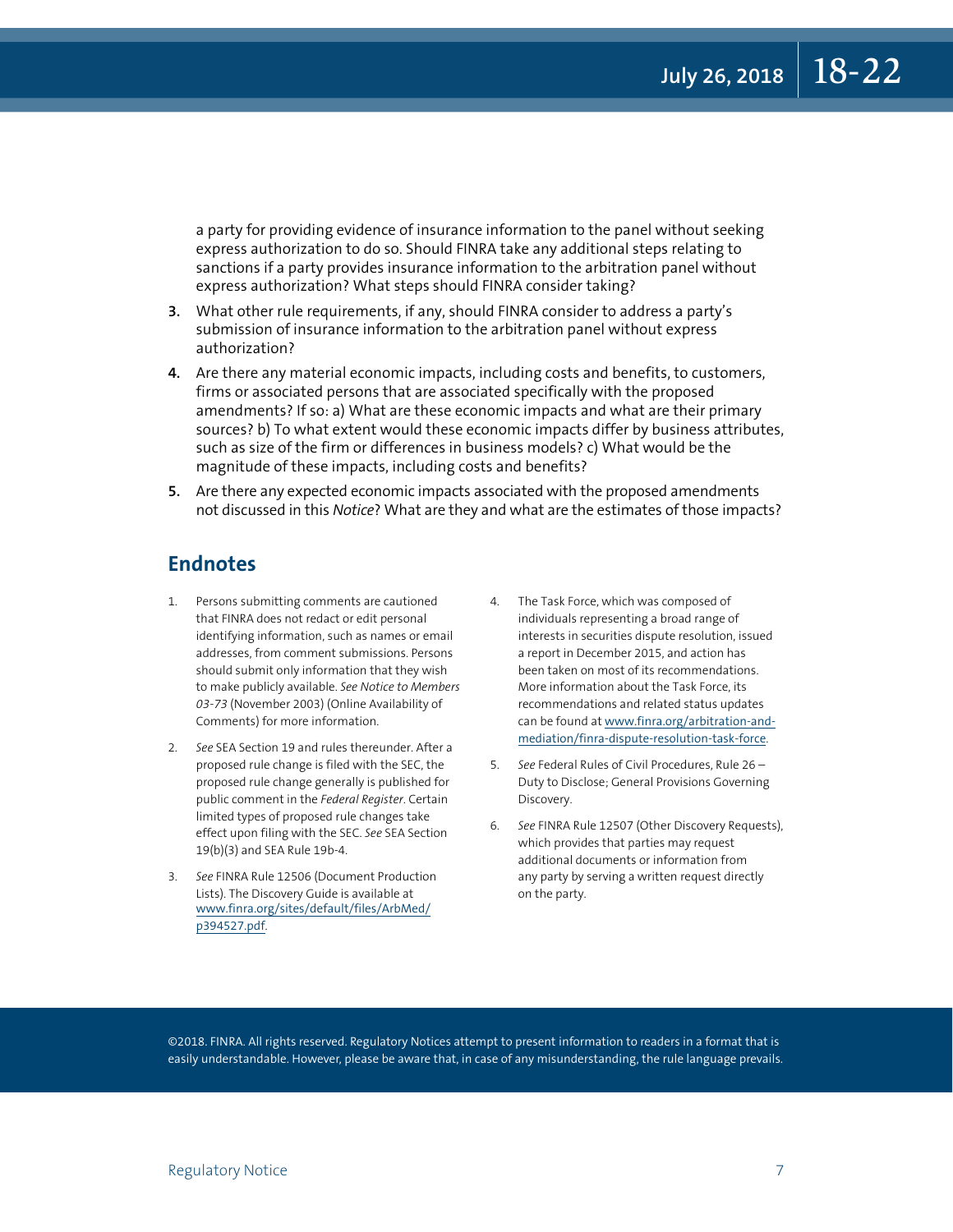a party for providing evidence of insurance information to the panel without seeking express authorization to do so. Should FINRA take any additional steps relating to sanctions if a party provides insurance information to the arbitration panel without express authorization? What steps should FINRA consider taking?

3. What other rule requirements, if any, should FINRA consider to address a party's submission of insurance information to the arbitration panel without express authorization?
4. Are there any material economic impacts, including costs and benefits, to customers, firms or associated persons that are associated specifically with the proposed amendments? If so: a) What are these economic impacts and what are their primary sources? b) To what extent would these economic impacts differ by business attributes, such as size of the firm or differences in business models? c) What would be the magnitude of these impacts, including costs and benefits?
5. Are there any expected economic impacts associated with the proposed amendments not discussed in this *Notice*? What are they and what are the estimates of those impacts?

## Endnotes

1. Persons submitting comments are cautioned that FINRA does not redact or edit personal identifying information, such as names or email addresses, from comment submissions. Persons should submit only information that they wish to make publicly available. *See Notice to Members 03-73* (November 2003) (Online Availability of Comments) for more information.
2. *See* SEA Section 19 and rules thereunder. After a proposed rule change is filed with the SEC, the proposed rule change generally is published for public comment in the *Federal Register*. Certain limited types of proposed rule changes take effect upon filing with the SEC. *See* SEA Section 19(b)(3) and SEA Rule 19b-4.
3. *See* FINRA Rule 12506 (Document Production Lists). The Discovery Guide is available at www.finra.org/sites/default/files/ArbMed/p394527.pdf.
4. The Task Force, which was composed of individuals representing a broad range of interests in securities dispute resolution, issued a report in December 2015, and action has been taken on most of its recommendations. More information about the Task Force, its recommendations and related status updates can be found at www.finra.org/arbitration-and-mediation/finra-dispute-resolution-task-force.
5. *See* Federal Rules of Civil Procedures, Rule 26 – Duty to Disclose; General Provisions Governing Discovery.
6. *See* FINRA Rule 12507 (Other Discovery Requests), which provides that parties may request additional documents or information from any party by serving a written request directly on the party.

©2018. FINRA. All rights reserved. Regulatory Notices attempt to present information to readers in a format that is easily understandable. However, please be aware that, in case of any misunderstanding, the rule language prevails.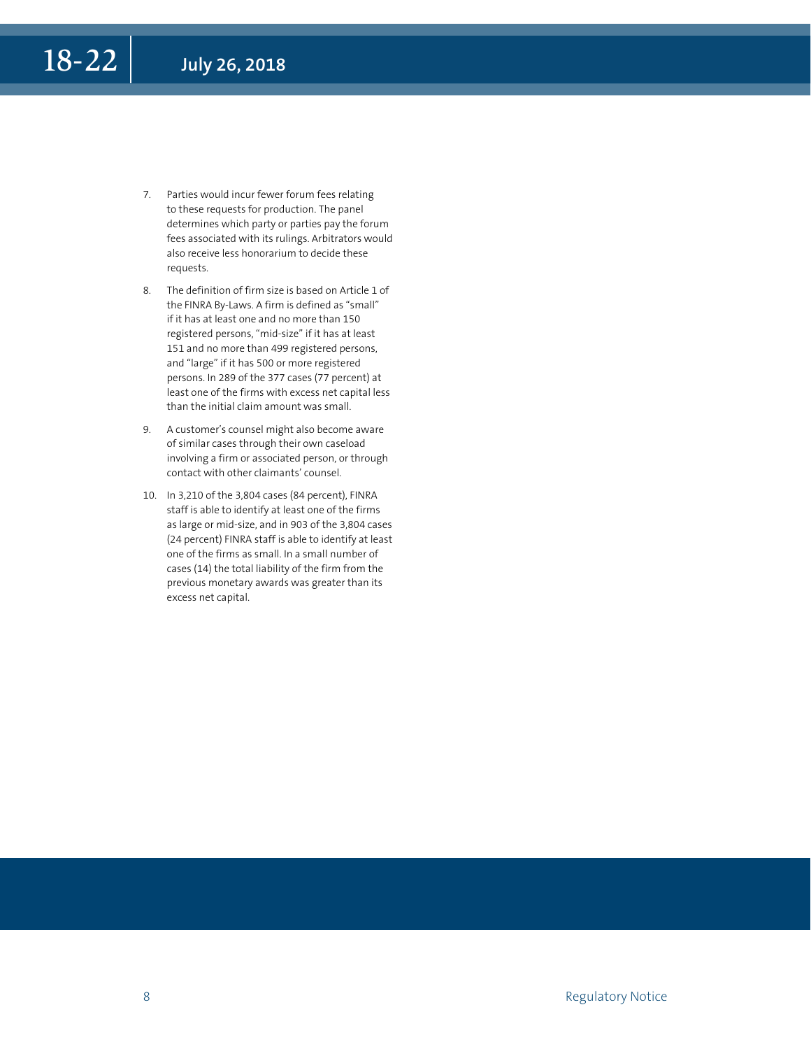7. Parties would incur fewer forum fees relating to these requests for production. The panel determines which party or parties pay the forum fees associated with its rulings. Arbitrators would also receive less honorarium to decide these requests.

8. The definition of firm size is based on Article 1 of the FINRA By-Laws. A firm is defined as "small" if it has at least one and no more than 150 registered persons, "mid-size" if it has at least 151 and no more than 499 registered persons, and "large" if it has 500 or more registered persons. In 289 of the 377 cases (77 percent) at least one of the firms with excess net capital less than the initial claim amount was small.

9. A customer's counsel might also become aware of similar cases through their own caseload involving a firm or associated person, or through contact with other claimants' counsel.

10. In 3,210 of the 3,804 cases (84 percent), FINRA staff is able to identify at least one of the firms as large or mid-size, and in 903 of the 3,804 cases (24 percent) FINRA staff is able to identify at least one of the firms as small. In a small number of cases (14) the total liability of the firm from the previous monetary awards was greater than its excess net capital.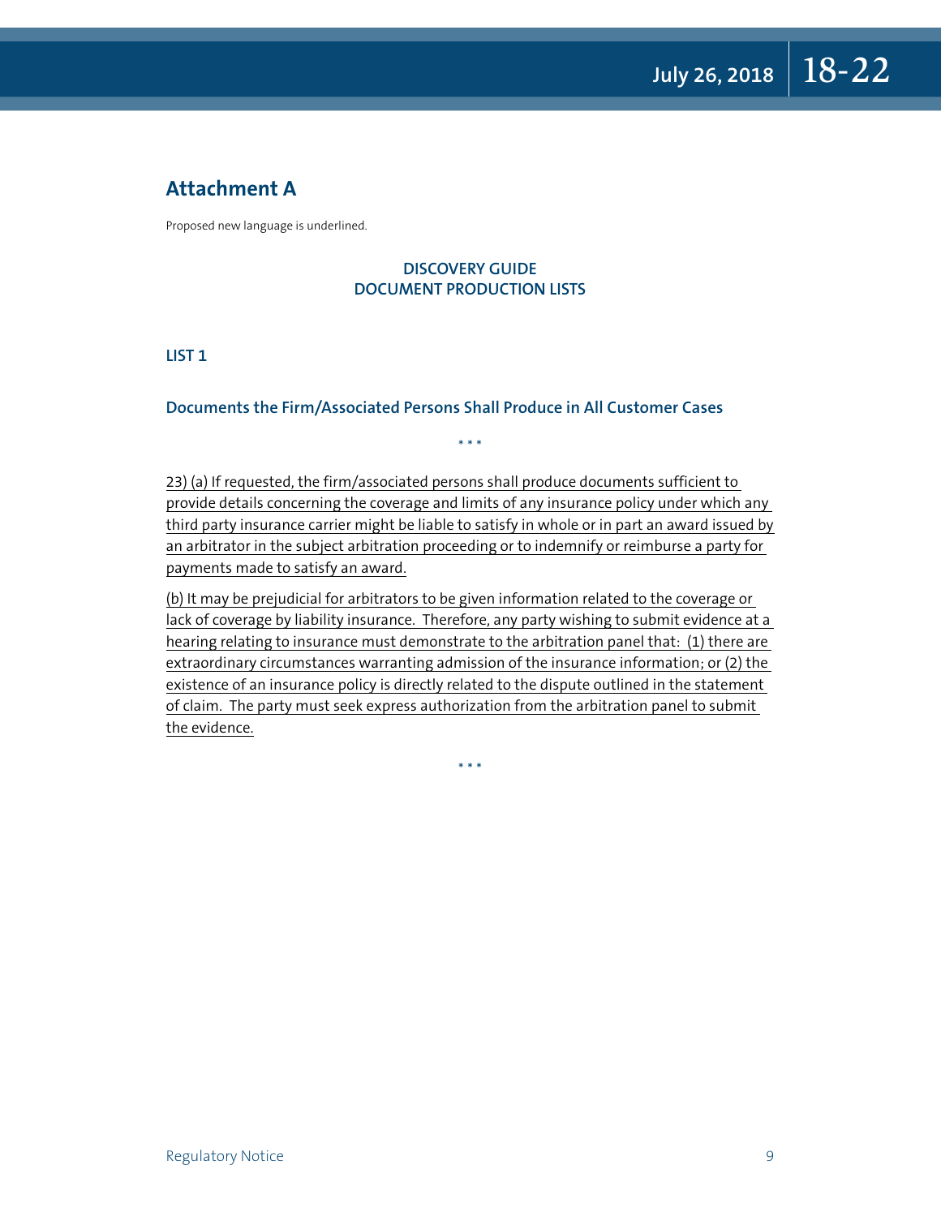## Attachment A

Proposed new language is underlined.

### DISCOVERY GUIDE
### DOCUMENT PRODUCTION LISTS

#### LIST 1

#### Documents the Firm/Associated Persons Shall Produce in All Customer Cases

\* \* \*

23) (a) If requested, the firm/associated persons shall produce documents sufficient to provide details concerning the coverage and limits of any insurance policy under which any third party insurance carrier might be liable to satisfy in whole or in part an award issued by an arbitrator in the subject arbitration proceeding or to indemnify or reimburse a party for payments made to satisfy an award.

(b) It may be prejudicial for arbitrators to be given information related to the coverage or lack of coverage by liability insurance. Therefore, any party wishing to submit evidence at a hearing relating to insurance must demonstrate to the arbitration panel that: (1) there are extraordinary circumstances warranting admission of the insurance information; or (2) the existence of an insurance policy is directly related to the dispute outlined in the statement of claim. The party must seek express authorization from the arbitration panel to submit the evidence.

\* \* \*